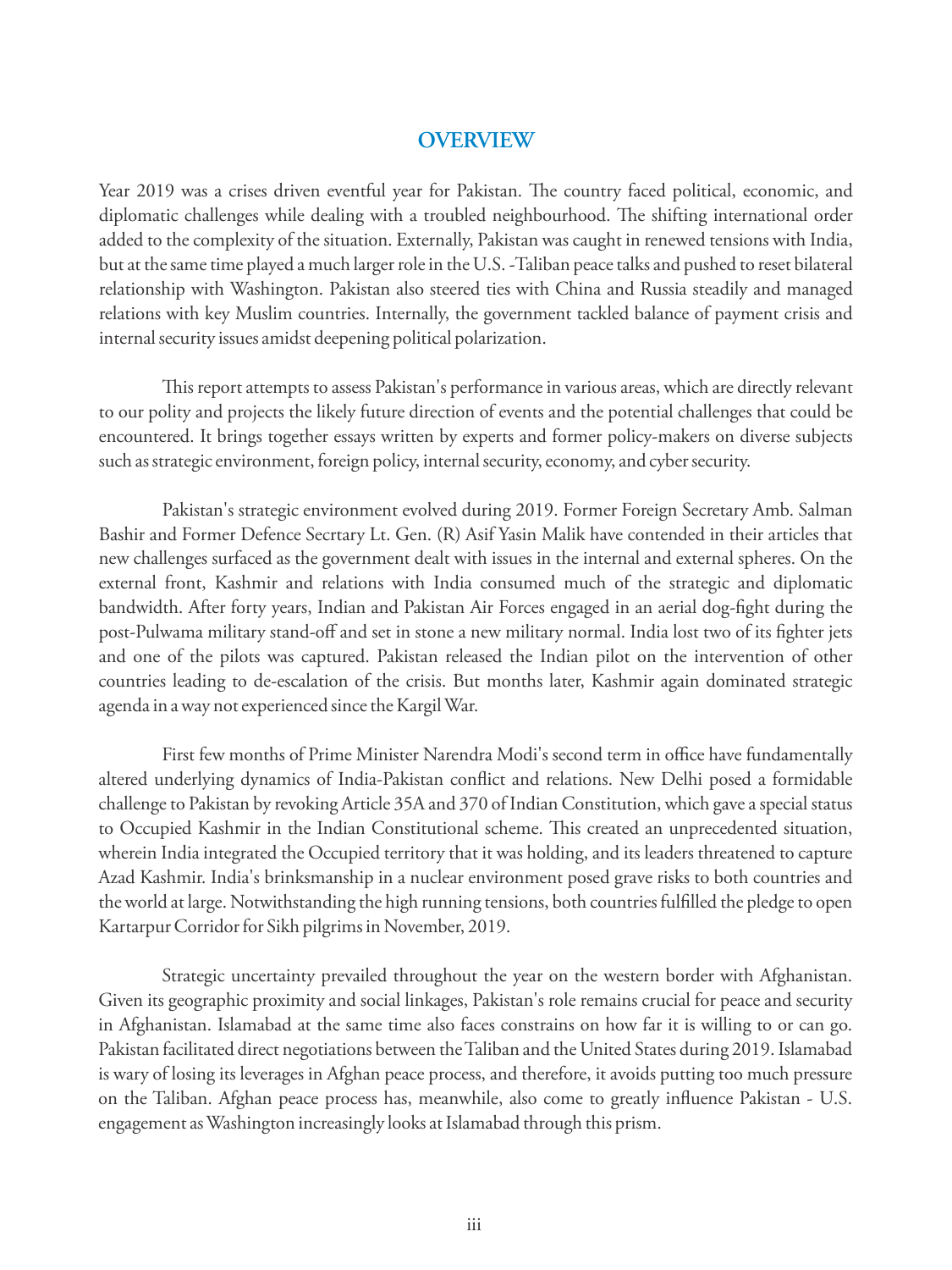# OVERVIEW

Year 2019 was a crises driven eventful year for Pakistan. The country faced political, economic, and diplomatic challenges while dealing with a troubled neighbourhood. The shifting international order added to the complexity of the situation. Externally, Pakistan was caught in renewed tensions with India, but at the same time played a much larger role in the U.S. -Taliban peace talks and pushed to reset bilateral relationship with Washington. Pakistan also steered ties with China and Russia steadily and managed relations with key Muslim countries. Internally, the government tackled balance of payment crisis and internal security issues amidst deepening political polarization.

This report attempts to assess Pakistan's performance in various areas, which are directly relevant to our polity and projects the likely future direction of events and the potential challenges that could be encountered. It brings together essays written by experts and former policy-makers on diverse subjects such as strategic environment, foreign policy, internal security, economy, and cyber security.

Pakistan's strategic environment evolved during 2019. Former Foreign Secretary Amb. Salman Bashir and Former Defence Secrtary Lt. Gen. (R) Asif Yasin Malik have contended in their articles that new challenges surfaced as the government dealt with issues in the internal and external spheres. On the external front, Kashmir and relations with India consumed much of the strategic and diplomatic bandwidth. After forty years, Indian and Pakistan Air Forces engaged in an aerial dog-fight during the post-Pulwama military stand-off and set in stone a new military normal. India lost two of its fighter jets and one of the pilots was captured. Pakistan released the Indian pilot on the intervention of other countries leading to de-escalation of the crisis. But months later, Kashmir again dominated strategic agenda in a way not experienced since the Kargil War.

First few months of Prime Minister Narendra Modi's second term in office have fundamentally altered underlying dynamics of India-Pakistan conflict and relations. New Delhi posed a formidable challenge to Pakistan by revoking Article 35A and 370 of Indian Constitution, which gave a special status to Occupied Kashmir in the Indian Constitutional scheme. This created an unprecedented situation, wherein India integrated the Occupied territory that it was holding, and its leaders threatened to capture Azad Kashmir. India's brinksmanship in a nuclear environment posed grave risks to both countries and the world at large. Notwithstanding the high running tensions, both countries fulfilled the pledge to open Kartarpur Corridor for Sikh pilgrims in November, 2019.

Strategic uncertainty prevailed throughout the year on the western border with Afghanistan. Given its geographic proximity and social linkages, Pakistan's role remains crucial for peace and security in Afghanistan. Islamabad at the same time also faces constrains on how far it is willing to or can go. Pakistan facilitated direct negotiations between the Taliban and the United States during 2019. Islamabad is wary of losing its leverages in Afghan peace process, and therefore, it avoids putting too much pressure on the Taliban. Afghan peace process has, meanwhile, also come to greatly influence Pakistan - U.S. engagement as Washington increasingly looks at Islamabad through this prism.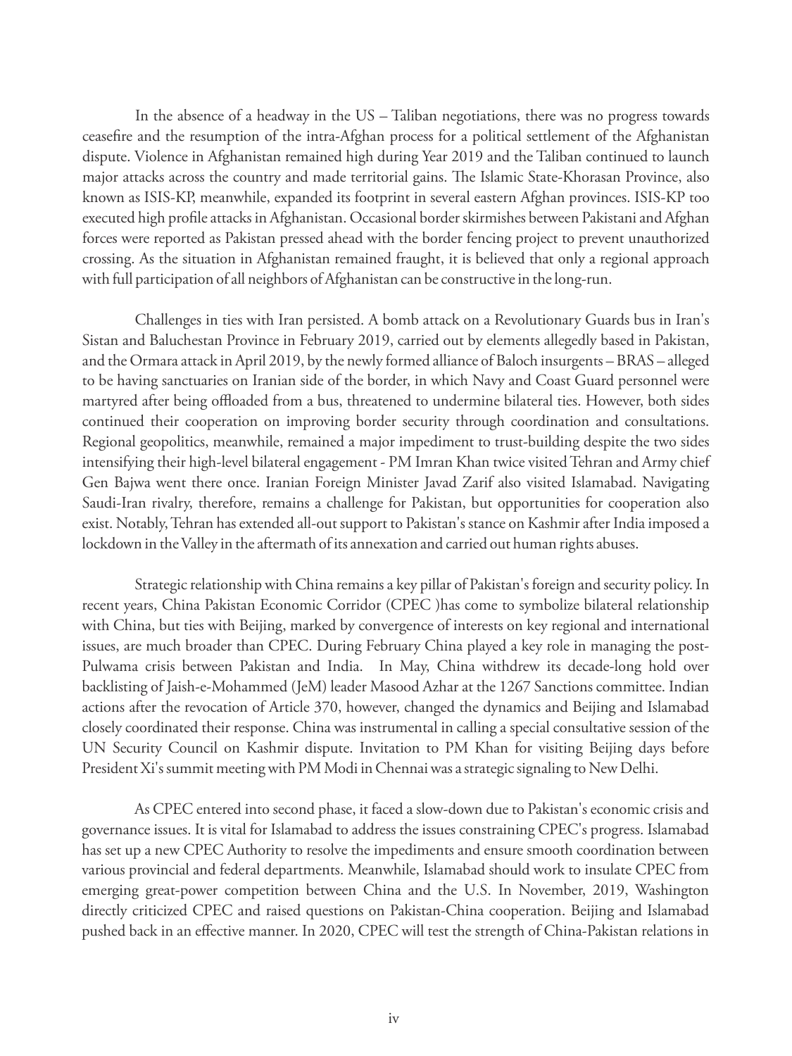In the absence of a headway in the US – Taliban negotiations, there was no progress towards ceasefire and the resumption of the intra-Afghan process for a political settlement of the Afghanistan dispute. Violence in Afghanistan remained high during Year 2019 and the Taliban continued to launch major attacks across the country and made territorial gains. The Islamic State-Khorasan Province, also known as ISIS-KP, meanwhile, expanded its footprint in several eastern Afghan provinces. ISIS-KP too executed high profile attacks in Afghanistan. Occasional border skirmishes between Pakistani and Afghan forces were reported as Pakistan pressed ahead with the border fencing project to prevent unauthorized crossing. As the situation in Afghanistan remained fraught, it is believed that only a regional approach with full participation of all neighbors of Afghanistan can be constructive in the long-run.

Challenges in ties with Iran persisted. A bomb attack on a Revolutionary Guards bus in Iran's Sistan and Baluchestan Province in February 2019, carried out by elements allegedly based in Pakistan, and the Ormara attack in April 2019, by the newly formed alliance of Baloch insurgents – BRAS – alleged to be having sanctuaries on Iranian side of the border, in which Navy and Coast Guard personnel were martyred after being offloaded from a bus, threatened to undermine bilateral ties. However, both sides continued their cooperation on improving border security through coordination and consultations. Regional geopolitics, meanwhile, remained a major impediment to trust-building despite the two sides intensifying their high-level bilateral engagement - PM Imran Khan twice visited Tehran and Army chief Gen Bajwa went there once. Iranian Foreign Minister Javad Zarif also visited Islamabad. Navigating Saudi-Iran rivalry, therefore, remains a challenge for Pakistan, but opportunities for cooperation also exist. Notably, Tehran has extended all-out support to Pakistan's stance on Kashmir after India imposed a lockdown in the Valley in the aftermath of its annexation and carried out human rights abuses.

Strategic relationship with China remains a key pillar of Pakistan's foreign and security policy. In recent years, China Pakistan Economic Corridor (CPEC )has come to symbolize bilateral relationship with China, but ties with Beijing, marked by convergence of interests on key regional and international issues, are much broader than CPEC. During February China played a key role in managing the post-Pulwama crisis between Pakistan and India. In May, China withdrew its decade-long hold over backlisting of Jaish-e-Mohammed (JeM) leader Masood Azhar at the 1267 Sanctions committee. Indian actions after the revocation of Article 370, however, changed the dynamics and Beijing and Islamabad closely coordinated their response. China was instrumental in calling a special consultative session of the UN Security Council on Kashmir dispute. Invitation to PM Khan for visiting Beijing days before President Xi's summit meeting with PM Modi in Chennai was a strategic signaling to New Delhi.

As CPEC entered into second phase, it faced a slow-down due to Pakistan's economic crisis and governance issues. It is vital for Islamabad to address the issues constraining CPEC's progress. Islamabad has set up a new CPEC Authority to resolve the impediments and ensure smooth coordination between various provincial and federal departments. Meanwhile, Islamabad should work to insulate CPEC from emerging great-power competition between China and the U.S. In November, 2019, Washington directly criticized CPEC and raised questions on Pakistan-China cooperation. Beijing and Islamabad pushed back in an effective manner. In 2020, CPEC will test the strength of China-Pakistan relations in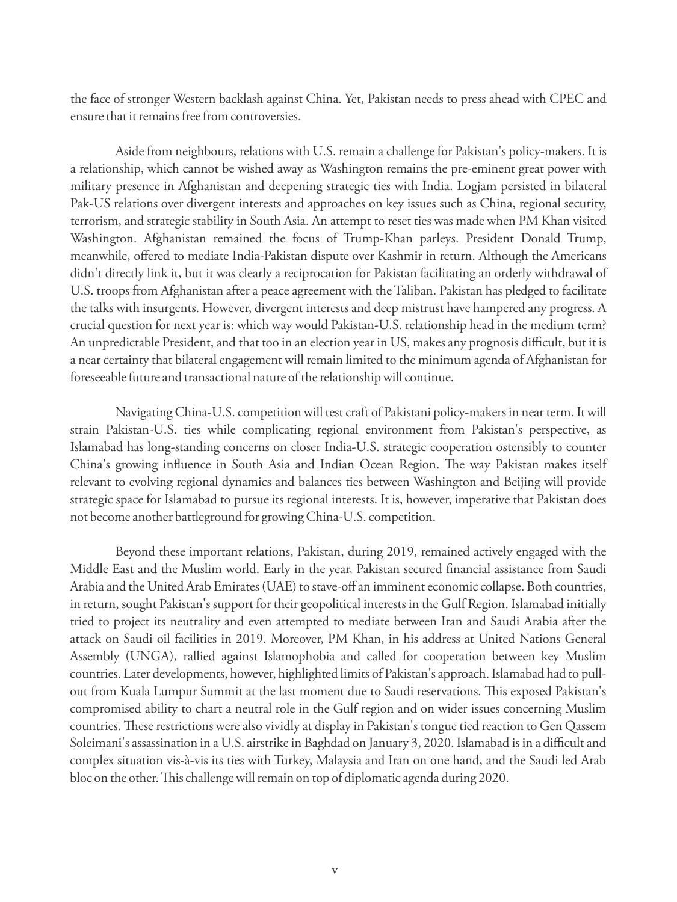the face of stronger Western backlash against China. Yet, Pakistan needs to press ahead with CPEC and ensure that it remains free from controversies.

Aside from neighbours, relations with U.S. remain a challenge for Pakistan's policy-makers. It is a relationship, which cannot be wished away as Washington remains the pre-eminent great power with military presence in Afghanistan and deepening strategic ties with India. Logjam persisted in bilateral Pak-US relations over divergent interests and approaches on key issues such as China, regional security, terrorism, and strategic stability in South Asia. An attempt to reset ties was made when PM Khan visited Washington. Afghanistan remained the focus of Trump-Khan parleys. President Donald Trump, meanwhile, offered to mediate India-Pakistan dispute over Kashmir in return. Although the Americans didn't directly link it, but it was clearly a reciprocation for Pakistan facilitating an orderly withdrawal of U.S. troops from Afghanistan after a peace agreement with the Taliban. Pakistan has pledged to facilitate the talks with insurgents. However, divergent interests and deep mistrust have hampered any progress. A crucial question for next year is: which way would Pakistan-U.S. relationship head in the medium term? An unpredictable President, and that too in an election year in US, makes any prognosis difficult, but it is a near certainty that bilateral engagement will remain limited to the minimum agenda of Afghanistan for foreseeable future and transactional nature of the relationship will continue.

Navigating China-U.S. competition will test craft of Pakistani policy-makers in near term. It will strain Pakistan-U.S. ties while complicating regional environment from Pakistan's perspective, as Islamabad has long-standing concerns on closer India-U.S. strategic cooperation ostensibly to counter China's growing influence in South Asia and Indian Ocean Region. The way Pakistan makes itself relevant to evolving regional dynamics and balances ties between Washington and Beijing will provide strategic space for Islamabad to pursue its regional interests. It is, however, imperative that Pakistan does not become another battleground for growing China-U.S. competition.

Beyond these important relations, Pakistan, during 2019, remained actively engaged with the Middle East and the Muslim world. Early in the year, Pakistan secured financial assistance from Saudi Arabia and the United Arab Emirates (UAE) to stave-off an imminent economic collapse. Both countries, in return, sought Pakistan's support for their geopolitical interests in the Gulf Region. Islamabad initially tried to project its neutrality and even attempted to mediate between Iran and Saudi Arabia after the attack on Saudi oil facilities in 2019. Moreover, PM Khan, in his address at United Nations General Assembly (UNGA), rallied against Islamophobia and called for cooperation between key Muslim countries. Later developments, however, highlighted limits of Pakistan's approach. Islamabad had to pull-out from Kuala Lumpur Summit at the last moment due to Saudi reservations. This exposed Pakistan's compromised ability to chart a neutral role in the Gulf region and on wider issues concerning Muslim countries. These restrictions were also vividly at display in Pakistan's tongue tied reaction to Gen Qassem Soleimani's assassination in a U.S. airstrike in Baghdad on January 3, 2020. Islamabad is in a difficult and complex situation vis-à-vis its ties with Turkey, Malaysia and Iran on one hand, and the Saudi led Arab bloc on the other. This challenge will remain on top of diplomatic agenda during 2020.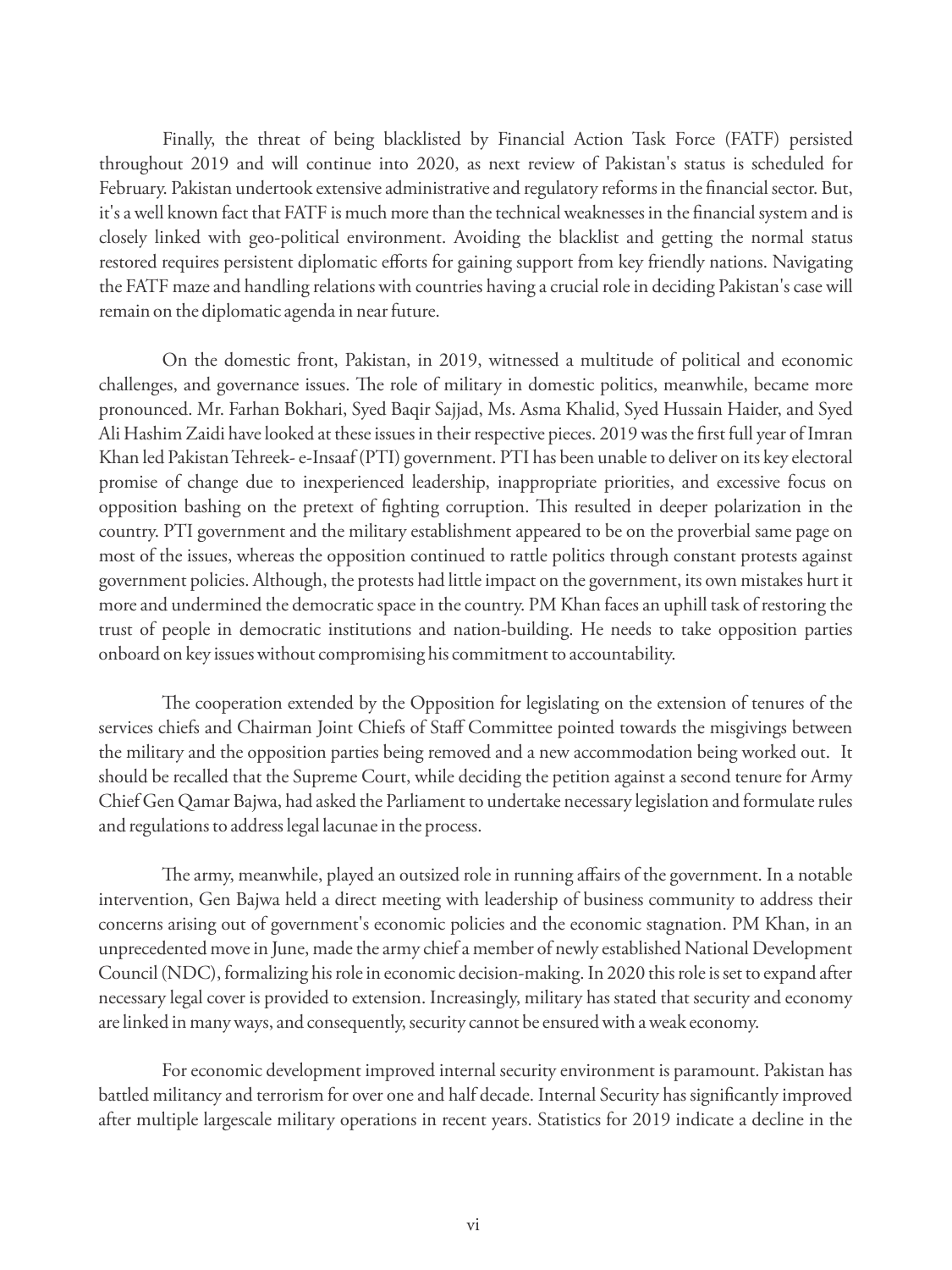Finally, the threat of being blacklisted by Financial Action Task Force (FATF) persisted throughout 2019 and will continue into 2020, as next review of Pakistan's status is scheduled for February. Pakistan undertook extensive administrative and regulatory reforms in the financial sector. But, it's a well known fact that FATF is much more than the technical weaknesses in the financial system and is closely linked with geo-political environment. Avoiding the blacklist and getting the normal status restored requires persistent diplomatic efforts for gaining support from key friendly nations. Navigating the FATF maze and handling relations with countries having a crucial role in deciding Pakistan's case will remain on the diplomatic agenda in near future.

On the domestic front, Pakistan, in 2019, witnessed a multitude of political and economic challenges, and governance issues. The role of military in domestic politics, meanwhile, became more pronounced. Mr. Farhan Bokhari, Syed Baqir Sajjad, Ms. Asma Khalid, Syed Hussain Haider, and Syed Ali Hashim Zaidi have looked at these issues in their respective pieces. 2019 was the first full year of Imran Khan led Pakistan Tehreek- e-Insaaf (PTI) government. PTI has been unable to deliver on its key electoral promise of change due to inexperienced leadership, inappropriate priorities, and excessive focus on opposition bashing on the pretext of fighting corruption. This resulted in deeper polarization in the country. PTI government and the military establishment appeared to be on the proverbial same page on most of the issues, whereas the opposition continued to rattle politics through constant protests against government policies. Although, the protests had little impact on the government, its own mistakes hurt it more and undermined the democratic space in the country. PM Khan faces an uphill task of restoring the trust of people in democratic institutions and nation-building. He needs to take opposition parties onboard on key issues without compromising his commitment to accountability.

The cooperation extended by the Opposition for legislating on the extension of tenures of the services chiefs and Chairman Joint Chiefs of Staff Committee pointed towards the misgivings between the military and the opposition parties being removed and a new accommodation being worked out. It should be recalled that the Supreme Court, while deciding the petition against a second tenure for Army Chief Gen Qamar Bajwa, had asked the Parliament to undertake necessary legislation and formulate rules and regulations to address legal lacunae in the process.

The army, meanwhile, played an outsized role in running affairs of the government. In a notable intervention, Gen Bajwa held a direct meeting with leadership of business community to address their concerns arising out of government's economic policies and the economic stagnation. PM Khan, in an unprecedented move in June, made the army chief a member of newly established National Development Council (NDC), formalizing his role in economic decision-making. In 2020 this role is set to expand after necessary legal cover is provided to extension. Increasingly, military has stated that security and economy are linked in many ways, and consequently, security cannot be ensured with a weak economy.

For economic development improved internal security environment is paramount. Pakistan has battled militancy and terrorism for over one and half decade. Internal Security has significantly improved after multiple largescale military operations in recent years. Statistics for 2019 indicate a decline in the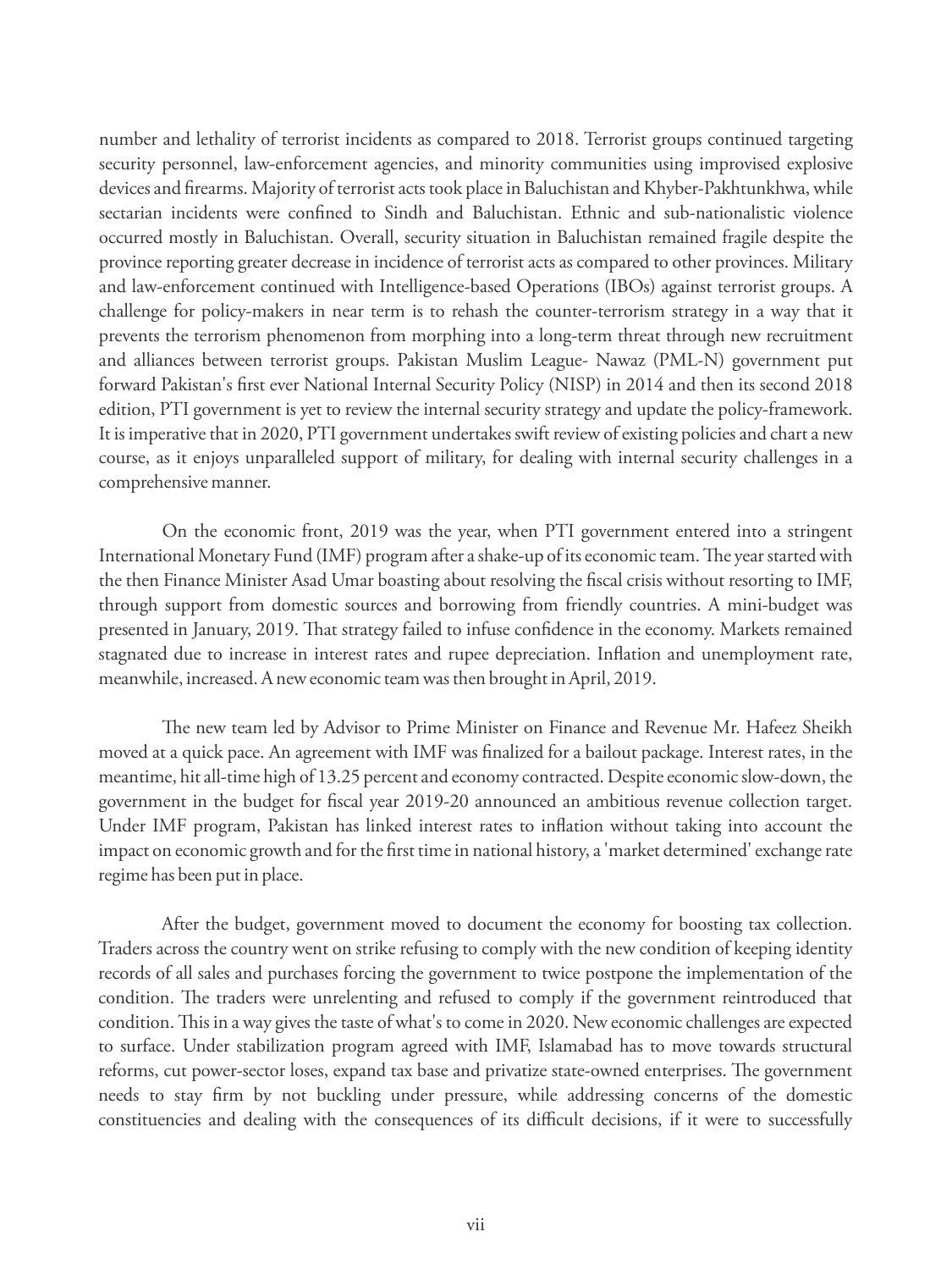number and lethality of terrorist incidents as compared to 2018. Terrorist groups continued targeting security personnel, law-enforcement agencies, and minority communities using improvised explosive devices and firearms. Majority of terrorist acts took place in Baluchistan and Khyber-Pakhtunkhwa, while sectarian incidents were confined to Sindh and Baluchistan. Ethnic and sub-nationalistic violence occurred mostly in Baluchistan. Overall, security situation in Baluchistan remained fragile despite the province reporting greater decrease in incidence of terrorist acts as compared to other provinces. Military and law-enforcement continued with Intelligence-based Operations (IBOs) against terrorist groups. A challenge for policy-makers in near term is to rehash the counter-terrorism strategy in a way that it prevents the terrorism phenomenon from morphing into a long-term threat through new recruitment and alliances between terrorist groups. Pakistan Muslim League- Nawaz (PML-N) government put forward Pakistan's first ever National Internal Security Policy (NISP) in 2014 and then its second 2018 edition, PTI government is yet to review the internal security strategy and update the policy-framework. It is imperative that in 2020, PTI government undertakes swift review of existing policies and chart a new course, as it enjoys unparalleled support of military, for dealing with internal security challenges in a comprehensive manner.

On the economic front, 2019 was the year, when PTI government entered into a stringent International Monetary Fund (IMF) program after a shake-up of its economic team. The year started with the then Finance Minister Asad Umar boasting about resolving the fiscal crisis without resorting to IMF, through support from domestic sources and borrowing from friendly countries. A mini-budget was presented in January, 2019. That strategy failed to infuse confidence in the economy. Markets remained stagnated due to increase in interest rates and rupee depreciation. Inflation and unemployment rate, meanwhile, increased. A new economic team was then brought in April, 2019.

The new team led by Advisor to Prime Minister on Finance and Revenue Mr. Hafeez Sheikh moved at a quick pace. An agreement with IMF was finalized for a bailout package. Interest rates, in the meantime, hit all-time high of 13.25 percent and economy contracted. Despite economic slow-down, the government in the budget for fiscal year 2019-20 announced an ambitious revenue collection target. Under IMF program, Pakistan has linked interest rates to inflation without taking into account the impact on economic growth and for the first time in national history, a 'market determined' exchange rate regime has been put in place.

After the budget, government moved to document the economy for boosting tax collection. Traders across the country went on strike refusing to comply with the new condition of keeping identity records of all sales and purchases forcing the government to twice postpone the implementation of the condition. The traders were unrelenting and refused to comply if the government reintroduced that condition. This in a way gives the taste of what's to come in 2020. New economic challenges are expected to surface. Under stabilization program agreed with IMF, Islamabad has to move towards structural reforms, cut power-sector loses, expand tax base and privatize state-owned enterprises. The government needs to stay firm by not buckling under pressure, while addressing concerns of the domestic constituencies and dealing with the consequences of its difficult decisions, if it were to successfully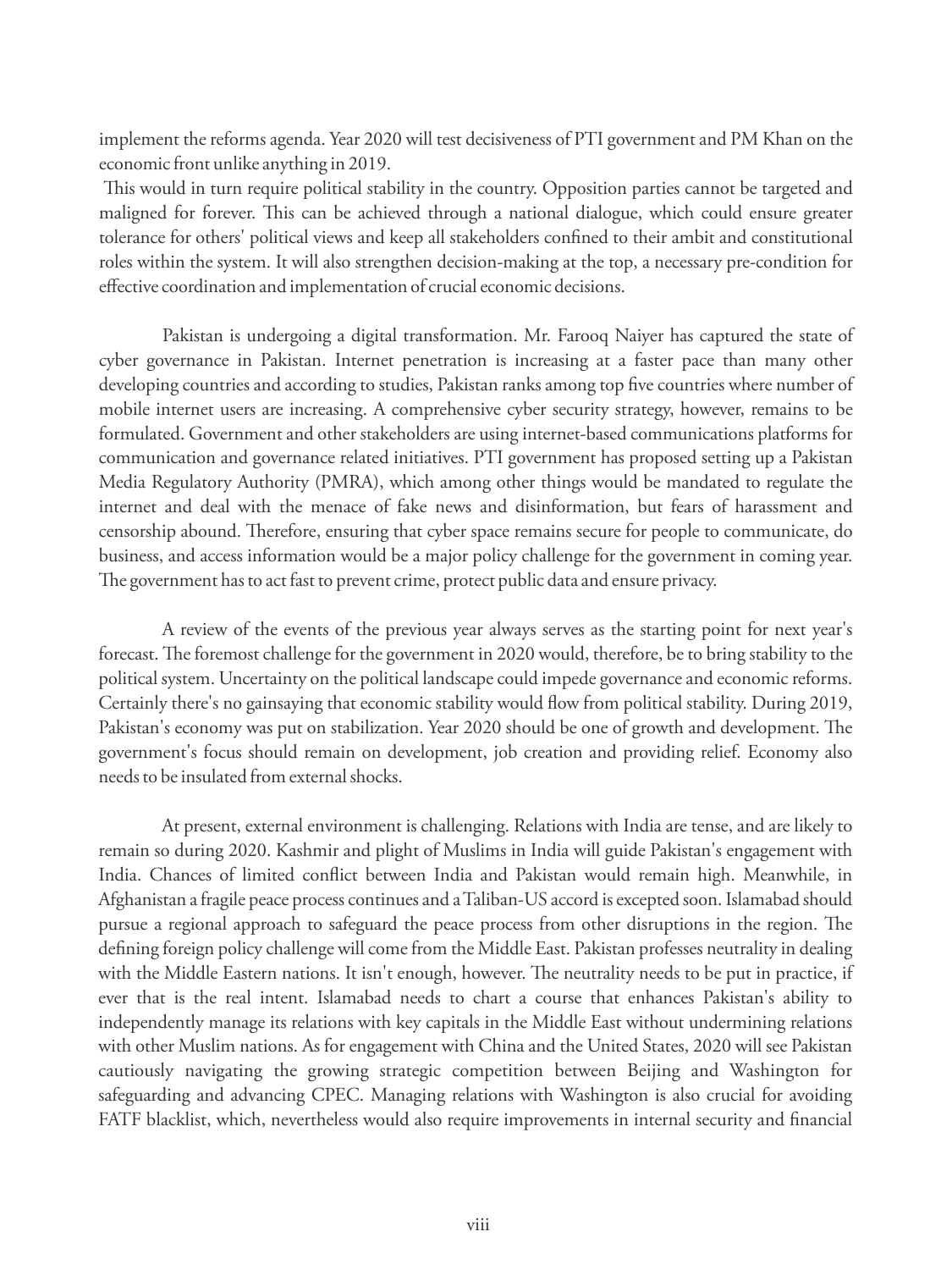implement the reforms agenda. Year 2020 will test decisiveness of PTI government and PM Khan on the economic front unlike anything in 2019.

This would in turn require political stability in the country. Opposition parties cannot be targeted and maligned for forever. This can be achieved through a national dialogue, which could ensure greater tolerance for others' political views and keep all stakeholders confined to their ambit and constitutional roles within the system. It will also strengthen decision-making at the top, a necessary pre-condition for effective coordination and implementation of crucial economic decisions.

Pakistan is undergoing a digital transformation. Mr. Farooq Naiyer has captured the state of cyber governance in Pakistan. Internet penetration is increasing at a faster pace than many other developing countries and according to studies, Pakistan ranks among top five countries where number of mobile internet users are increasing. A comprehensive cyber security strategy, however, remains to be formulated. Government and other stakeholders are using internet-based communications platforms for communication and governance related initiatives. PTI government has proposed setting up a Pakistan Media Regulatory Authority (PMRA), which among other things would be mandated to regulate the internet and deal with the menace of fake news and disinformation, but fears of harassment and censorship abound. Therefore, ensuring that cyber space remains secure for people to communicate, do business, and access information would be a major policy challenge for the government in coming year. The government has to act fast to prevent crime, protect public data and ensure privacy.

A review of the events of the previous year always serves as the starting point for next year's forecast. The foremost challenge for the government in 2020 would, therefore, be to bring stability to the political system. Uncertainty on the political landscape could impede governance and economic reforms. Certainly there's no gainsaying that economic stability would flow from political stability. During 2019, Pakistan's economy was put on stabilization. Year 2020 should be one of growth and development. The government's focus should remain on development, job creation and providing relief. Economy also needs to be insulated from external shocks.

At present, external environment is challenging. Relations with India are tense, and are likely to remain so during 2020. Kashmir and plight of Muslims in India will guide Pakistan's engagement with India. Chances of limited conflict between India and Pakistan would remain high. Meanwhile, in Afghanistan a fragile peace process continues and a Taliban-US accord is excepted soon. Islamabad should pursue a regional approach to safeguard the peace process from other disruptions in the region. The defining foreign policy challenge will come from the Middle East. Pakistan professes neutrality in dealing with the Middle Eastern nations. It isn't enough, however. The neutrality needs to be put in practice, if ever that is the real intent. Islamabad needs to chart a course that enhances Pakistan's ability to independently manage its relations with key capitals in the Middle East without undermining relations with other Muslim nations. As for engagement with China and the United States, 2020 will see Pakistan cautiously navigating the growing strategic competition between Beijing and Washington for safeguarding and advancing CPEC. Managing relations with Washington is also crucial for avoiding FATF blacklist, which, nevertheless would also require improvements in internal security and financial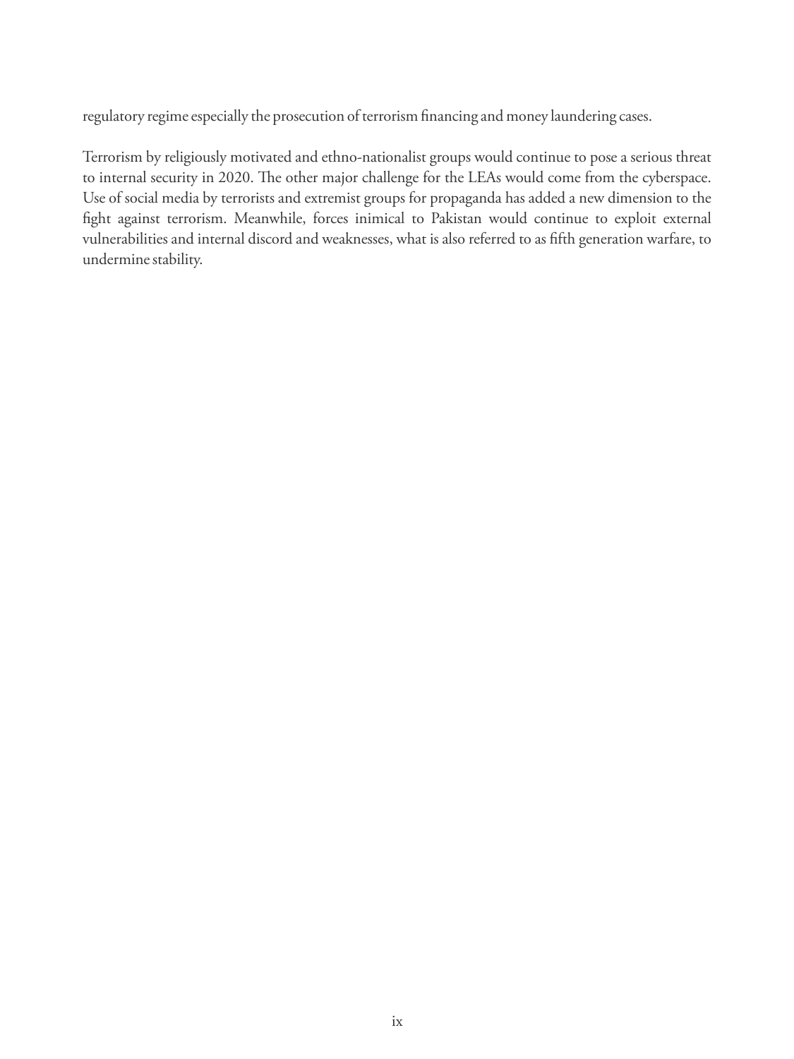regulatory regime especially the prosecution of terrorism financing and money laundering cases.

Terrorism by religiously motivated and ethno-nationalist groups would continue to pose a serious threat to internal security in 2020. The other major challenge for the LEAs would come from the cyberspace. Use of social media by terrorists and extremist groups for propaganda has added a new dimension to the fight against terrorism. Meanwhile, forces inimical to Pakistan would continue to exploit external vulnerabilities and internal discord and weaknesses, what is also referred to as fifth generation warfare, to undermine stability.